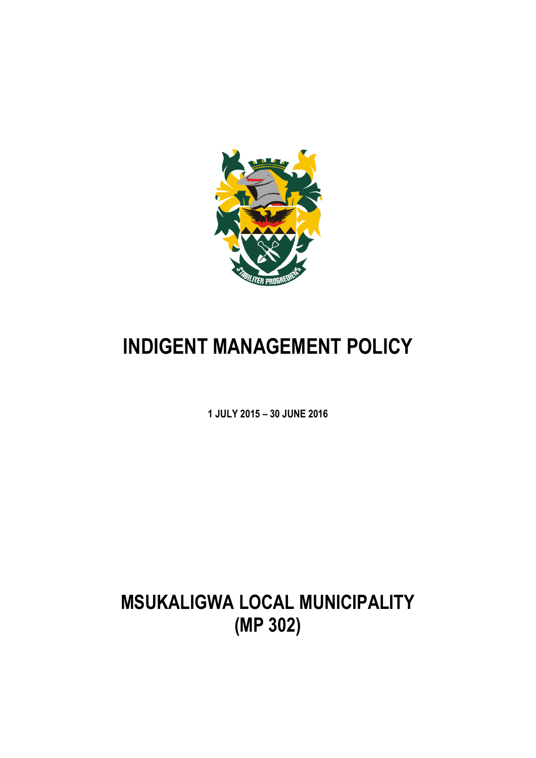# INDIGENT MANAGEMENT POLICY

**1 JULY 2015 – 30 JUNE 2016**

# MSUKALIGWA LOCAL MUNICIPALITY (MP 302)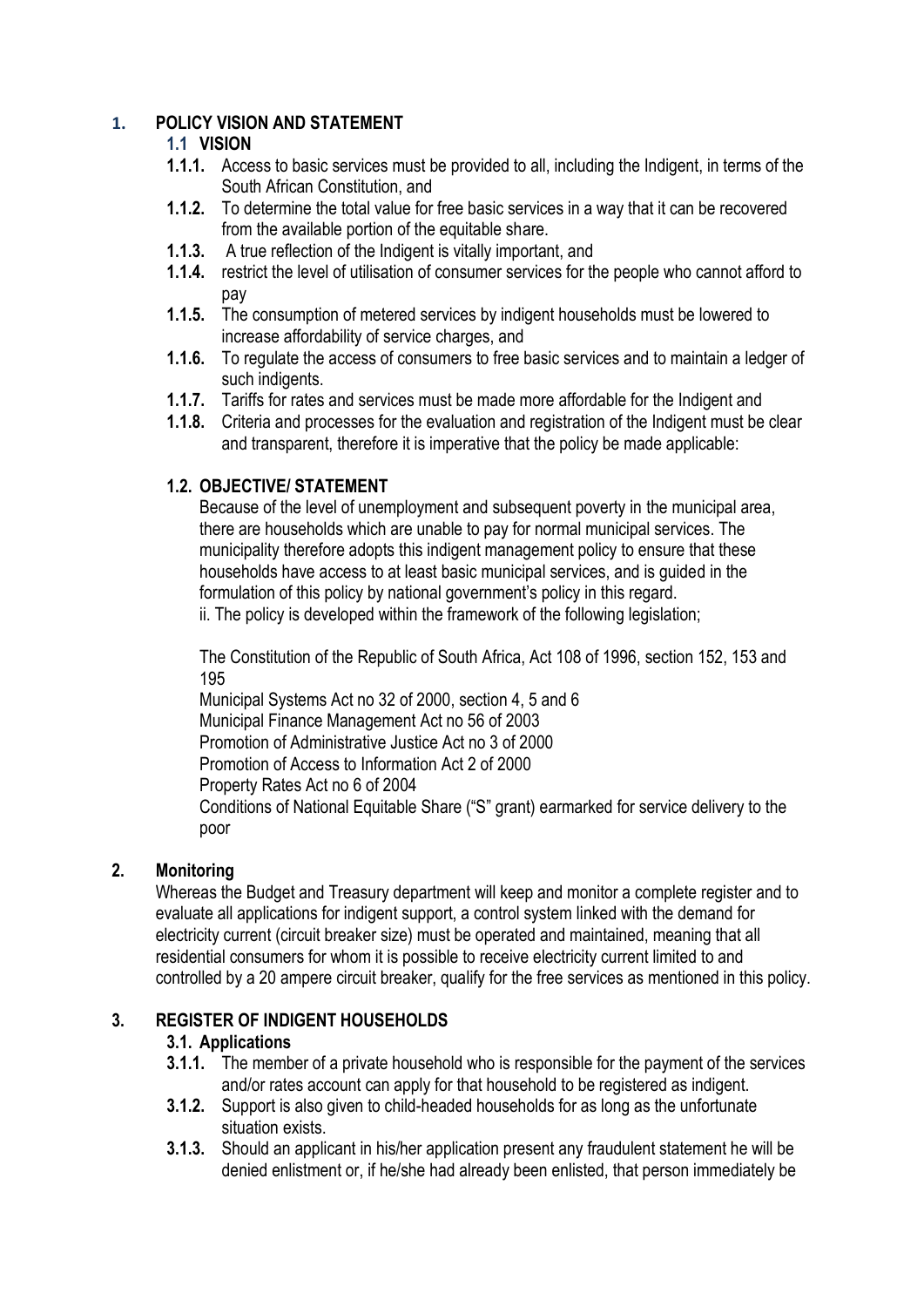## 1. POLICY VISION AND STATEMENT

### 1.1 VISION

**1.1.1.** Access to basic services must be provided to all, including the Indigent, in terms of the South African Constitution, and

**1.1.2.** To determine the total value for free basic services in a way that it can be recovered from the available portion of the equitable share.

**1.1.3.** A true reflection of the Indigent is vitally important, and

**1.1.4.** restrict the level of utilisation of consumer services for the people who cannot afford to pay

**1.1.5.** The consumption of metered services by indigent households must be lowered to increase affordability of service charges, and

**1.1.6.** To regulate the access of consumers to free basic services and to maintain a ledger of such indigents.

**1.1.7.** Tariffs for rates and services must be made more affordable for the Indigent and

**1.1.8.** Criteria and processes for the evaluation and registration of the Indigent must be clear and transparent, therefore it is imperative that the policy be made applicable:

### 1.2. OBJECTIVE/ STATEMENT

Because of the level of unemployment and subsequent poverty in the municipal area, there are households which are unable to pay for normal municipal services. The municipality therefore adopts this indigent management policy to ensure that these households have access to at least basic municipal services, and is guided in the formulation of this policy by national government's policy in this regard.

ii. The policy is developed within the framework of the following legislation;

The Constitution of the Republic of South Africa, Act 108 of 1996, section 152, 153 and 195

Municipal Systems Act no 32 of 2000, section 4, 5 and 6

Municipal Finance Management Act no 56 of 2003

Promotion of Administrative Justice Act no 3 of 2000

Promotion of Access to Information Act 2 of 2000

Property Rates Act no 6 of 2004

Conditions of National Equitable Share ("S" grant) earmarked for service delivery to the poor

## 2. Monitoring

Whereas the Budget and Treasury department will keep and monitor a complete register and to evaluate all applications for indigent support, a control system linked with the demand for electricity current (circuit breaker size) must be operated and maintained, meaning that all residential consumers for whom it is possible to receive electricity current limited to and controlled by a 20 ampere circuit breaker, qualify for the free services as mentioned in this policy.

## 3. REGISTER OF INDIGENT HOUSEHOLDS

### 3.1. Applications

**3.1.1.** The member of a private household who is responsible for the payment of the services and/or rates account can apply for that household to be registered as indigent.

**3.1.2.** Support is also given to child-headed households for as long as the unfortunate situation exists.

**3.1.3.** Should an applicant in his/her application present any fraudulent statement he will be denied enlistment or, if he/she had already been enlisted, that person immediately be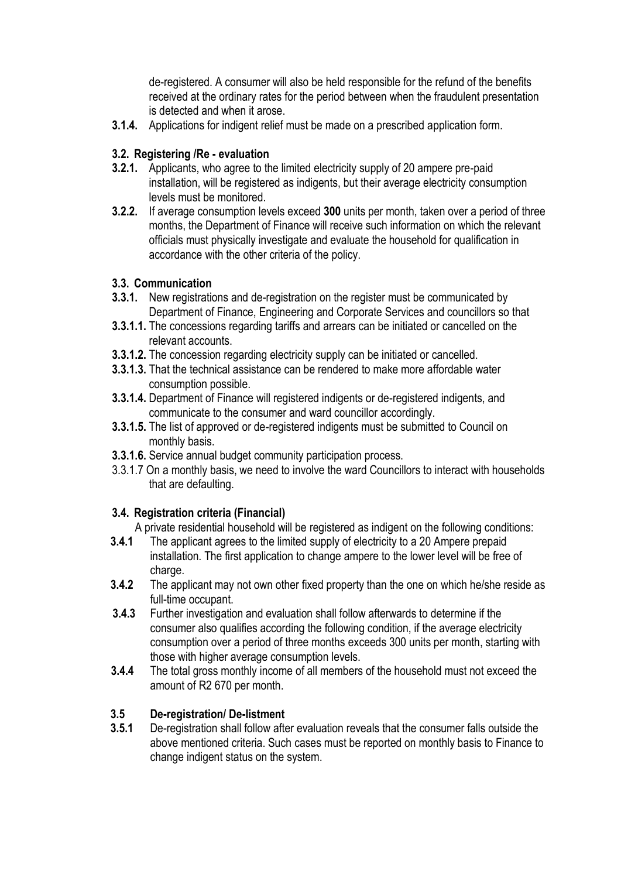de-registered. A consumer will also be held responsible for the refund of the benefits received at the ordinary rates for the period between when the fraudulent presentation is detected and when it arose.

**3.1.4.** Applications for indigent relief must be made on a prescribed application form.

### 3.2. Registering /Re - evaluation

**3.2.1.** Applicants, who agree to the limited electricity supply of 20 ampere pre-paid installation, will be registered as indigents, but their average electricity consumption levels must be monitored.

**3.2.2.** If average consumption levels exceed **300** units per month, taken over a period of three months, the Department of Finance will receive such information on which the relevant officials must physically investigate and evaluate the household for qualification in accordance with the other criteria of the policy.

### 3.3. Communication

**3.3.1.** New registrations and de-registration on the register must be communicated by Department of Finance, Engineering and Corporate Services and councillors so that

**3.3.1.1.** The concessions regarding tariffs and arrears can be initiated or cancelled on the relevant accounts.

**3.3.1.2.** The concession regarding electricity supply can be initiated or cancelled.

**3.3.1.3.** That the technical assistance can be rendered to make more affordable water consumption possible.

**3.3.1.4.** Department of Finance will registered indigents or de-registered indigents, and communicate to the consumer and ward councillor accordingly.

**3.3.1.5.** The list of approved or de-registered indigents must be submitted to Council on monthly basis.

**3.3.1.6.** Service annual budget community participation process.

3.3.1.7 On a monthly basis, we need to involve the ward Councillors to interact with households that are defaulting.

### 3.4. Registration criteria (Financial)

A private residential household will be registered as indigent on the following conditions:

**3.4.1** The applicant agrees to the limited supply of electricity to a 20 Ampere prepaid installation. The first application to change ampere to the lower level will be free of charge.

**3.4.2** The applicant may not own other fixed property than the one on which he/she reside as full-time occupant.

**3.4.3** Further investigation and evaluation shall follow afterwards to determine if the consumer also qualifies according the following condition, if the average electricity consumption over a period of three months exceeds 300 units per month, starting with those with higher average consumption levels.

**3.4.4** The total gross monthly income of all members of the household must not exceed the amount of R2 670 per month.

### 3.5 De-registration/ De-listment

**3.5.1** De-registration shall follow after evaluation reveals that the consumer falls outside the above mentioned criteria. Such cases must be reported on monthly basis to Finance to change indigent status on the system.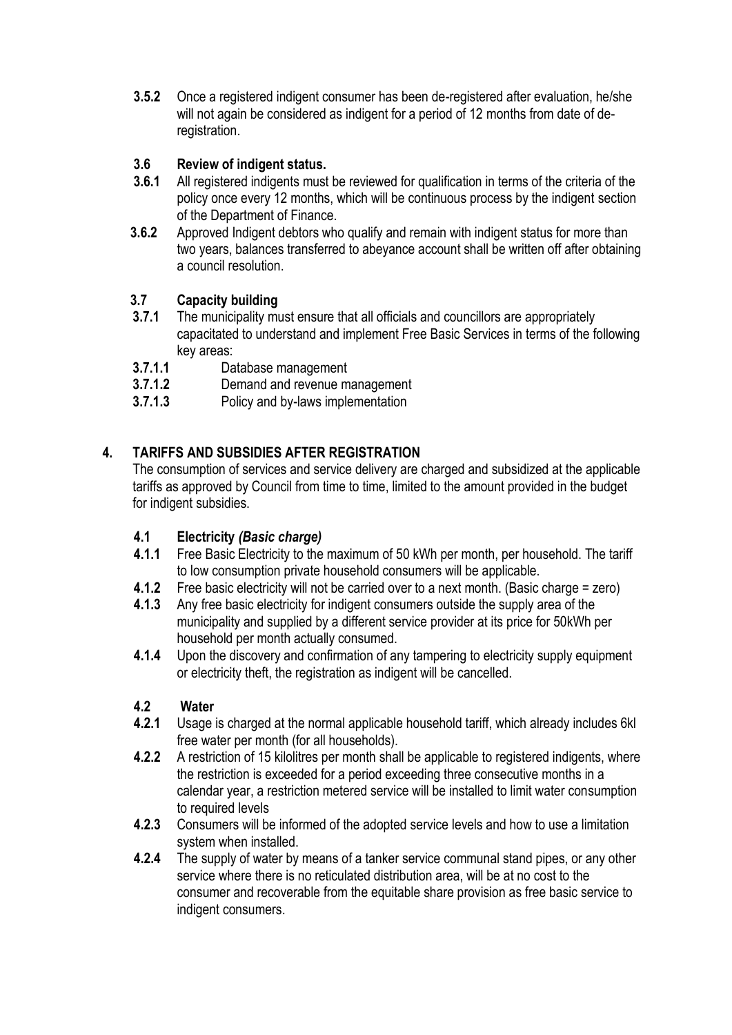**3.5.2** Once a registered indigent consumer has been de-registered after evaluation, he/she will not again be considered as indigent for a period of 12 months from date of de-registration.

### 3.6 Review of indigent status.

**3.6.1** All registered indigents must be reviewed for qualification in terms of the criteria of the policy once every 12 months, which will be continuous process by the indigent section of the Department of Finance.

**3.6.2** Approved Indigent debtors who qualify and remain with indigent status for more than two years, balances transferred to abeyance account shall be written off after obtaining a council resolution.

### 3.7 Capacity building

**3.7.1** The municipality must ensure that all officials and councillors are appropriately capacitated to understand and implement Free Basic Services in terms of the following key areas:

**3.7.1.1** Database management

**3.7.1.2** Demand and revenue management

**3.7.1.3** Policy and by-laws implementation

## 4. TARIFFS AND SUBSIDIES AFTER REGISTRATION

The consumption of services and service delivery are charged and subsidized at the applicable tariffs as approved by Council from time to time, limited to the amount provided in the budget for indigent subsidies.

### 4.1 Electricity *(Basic charge)*

**4.1.1** Free Basic Electricity to the maximum of 50 kWh per month, per household. The tariff to low consumption private household consumers will be applicable.

**4.1.2** Free basic electricity will not be carried over to a next month. (Basic charge = zero)

**4.1.3** Any free basic electricity for indigent consumers outside the supply area of the municipality and supplied by a different service provider at its price for 50kWh per household per month actually consumed.

**4.1.4** Upon the discovery and confirmation of any tampering to electricity supply equipment or electricity theft, the registration as indigent will be cancelled.

### 4.2 Water

**4.2.1** Usage is charged at the normal applicable household tariff, which already includes 6kl free water per month (for all households).

**4.2.2** A restriction of 15 kilolitres per month shall be applicable to registered indigents, where the restriction is exceeded for a period exceeding three consecutive months in a calendar year, a restriction metered service will be installed to limit water consumption to required levels

**4.2.3** Consumers will be informed of the adopted service levels and how to use a limitation system when installed.

**4.2.4** The supply of water by means of a tanker service communal stand pipes, or any other service where there is no reticulated distribution area, will be at no cost to the consumer and recoverable from the equitable share provision as free basic service to indigent consumers.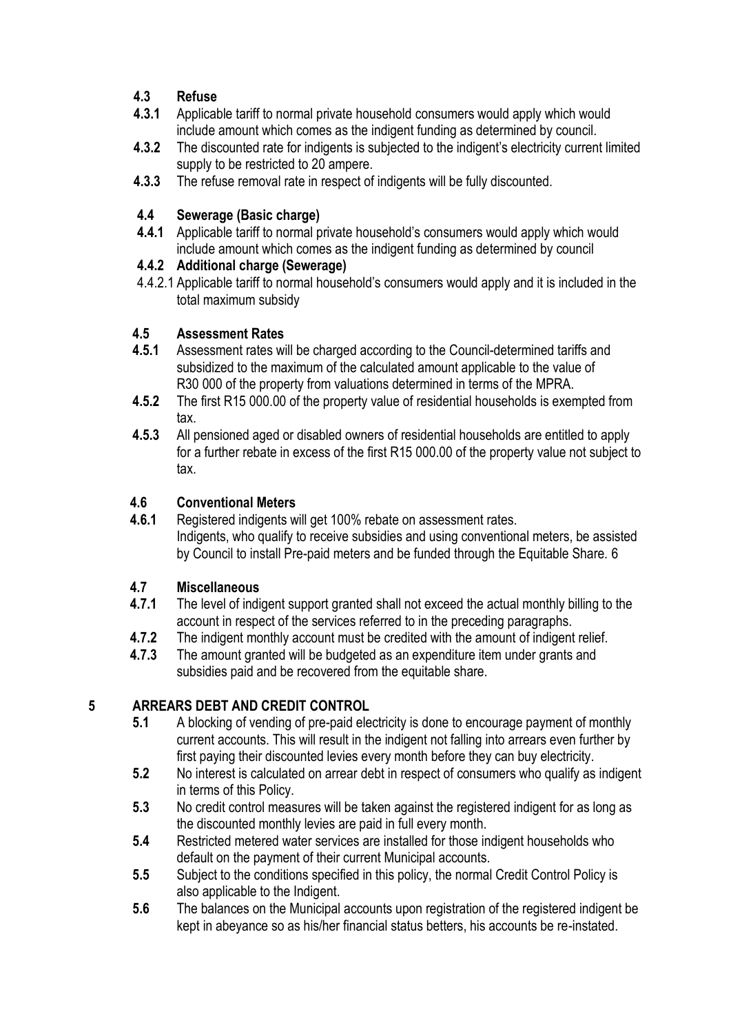### 4.3 Refuse

**4.3.1** Applicable tariff to normal private household consumers would apply which would include amount which comes as the indigent funding as determined by council.

**4.3.2** The discounted rate for indigents is subjected to the indigent's electricity current limited supply to be restricted to 20 ampere.

**4.3.3** The refuse removal rate in respect of indigents will be fully discounted.

### 4.4 Sewerage (Basic charge)

**4.4.1** Applicable tariff to normal private household's consumers would apply which would include amount which comes as the indigent funding as determined by council

#### 4.4.2 Additional charge (Sewerage)

4.4.2.1 Applicable tariff to normal household's consumers would apply and it is included in the total maximum subsidy

### 4.5 Assessment Rates

**4.5.1** Assessment rates will be charged according to the Council-determined tariffs and subsidized to the maximum of the calculated amount applicable to the value of R30 000 of the property from valuations determined in terms of the MPRA.

**4.5.2** The first R15 000.00 of the property value of residential households is exempted from tax.

**4.5.3** All pensioned aged or disabled owners of residential households are entitled to apply for a further rebate in excess of the first R15 000.00 of the property value not subject to tax.

### 4.6 Conventional Meters

**4.6.1** Registered indigents will get 100% rebate on assessment rates.
Indigents, who qualify to receive subsidies and using conventional meters, be assisted by Council to install Pre-paid meters and be funded through the Equitable Share. 6

### 4.7 Miscellaneous

**4.7.1** The level of indigent support granted shall not exceed the actual monthly billing to the account in respect of the services referred to in the preceding paragraphs.

**4.7.2** The indigent monthly account must be credited with the amount of indigent relief.

**4.7.3** The amount granted will be budgeted as an expenditure item under grants and subsidies paid and be recovered from the equitable share.

## 5 ARREARS DEBT AND CREDIT CONTROL

**5.1** A blocking of vending of pre-paid electricity is done to encourage payment of monthly current accounts. This will result in the indigent not falling into arrears even further by first paying their discounted levies every month before they can buy electricity.

**5.2** No interest is calculated on arrear debt in respect of consumers who qualify as indigent in terms of this Policy.

**5.3** No credit control measures will be taken against the registered indigent for as long as the discounted monthly levies are paid in full every month.

**5.4** Restricted metered water services are installed for those indigent households who default on the payment of their current Municipal accounts.

**5.5** Subject to the conditions specified in this policy, the normal Credit Control Policy is also applicable to the Indigent.

**5.6** The balances on the Municipal accounts upon registration of the registered indigent be kept in abeyance so as his/her financial status betters, his accounts be re-instated.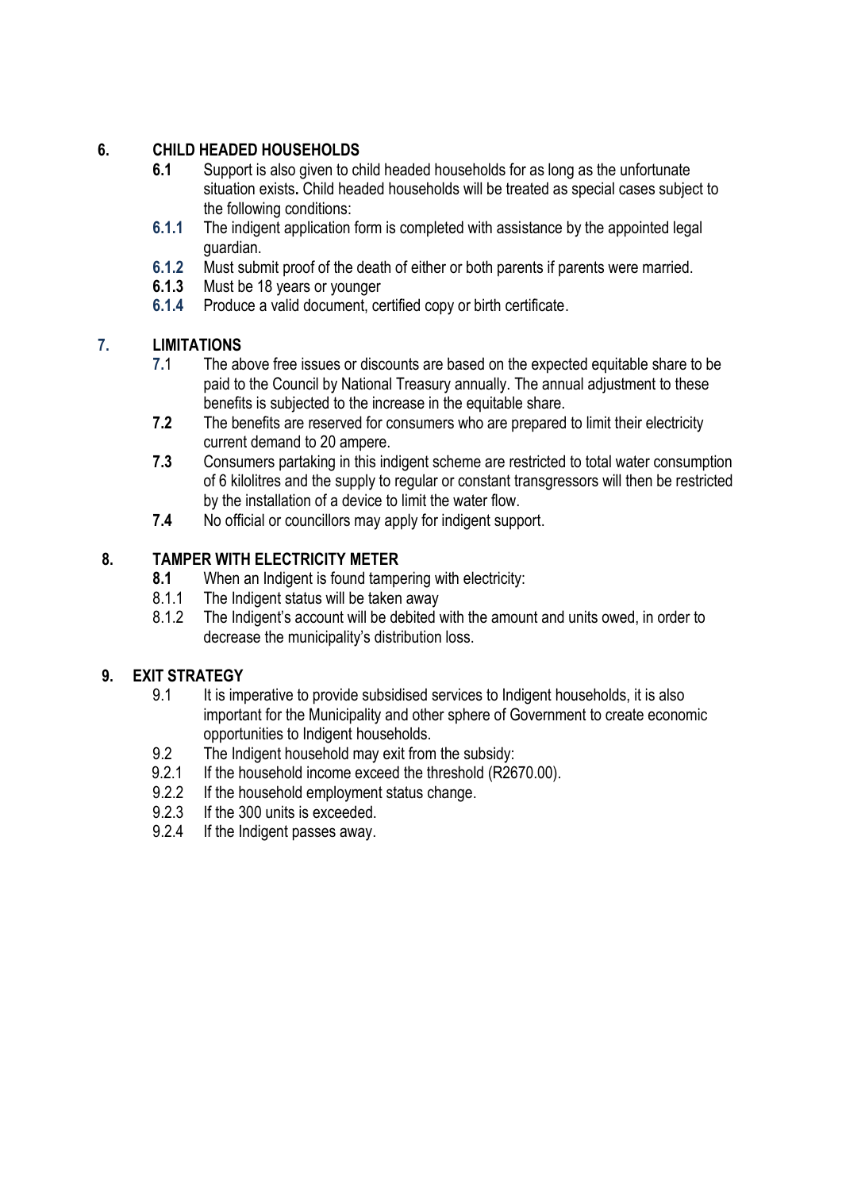## 6. CHILD HEADED HOUSEHOLDS

**6.1** Support is also given to child headed households for as long as the unfortunate situation exists**.** Child headed households will be treated as special cases subject to the following conditions:

**6.1.1** The indigent application form is completed with assistance by the appointed legal guardian.

**6.1.2** Must submit proof of the death of either or both parents if parents were married.

**6.1.3** Must be 18 years or younger

**6.1.4** Produce a valid document, certified copy or birth certificate.

## 7. LIMITATIONS

**7.**1 The above free issues or discounts are based on the expected equitable share to be paid to the Council by National Treasury annually. The annual adjustment to these benefits is subjected to the increase in the equitable share.

**7.2** The benefits are reserved for consumers who are prepared to limit their electricity current demand to 20 ampere.

**7.3** Consumers partaking in this indigent scheme are restricted to total water consumption of 6 kilolitres and the supply to regular or constant transgressors will then be restricted by the installation of a device to limit the water flow.

**7.4** No official or councillors may apply for indigent support.

## 8. TAMPER WITH ELECTRICITY METER

**8.1** When an Indigent is found tampering with electricity:

8.1.1 The Indigent status will be taken away

8.1.2 The Indigent's account will be debited with the amount and units owed, in order to decrease the municipality's distribution loss.

## 9. EXIT STRATEGY

9.1 It is imperative to provide subsidised services to Indigent households, it is also important for the Municipality and other sphere of Government to create economic opportunities to Indigent households.

9.2 The Indigent household may exit from the subsidy:

9.2.1 If the household income exceed the threshold (R2670.00).

9.2.2 If the household employment status change.

9.2.3 If the 300 units is exceeded.

9.2.4 If the Indigent passes away.